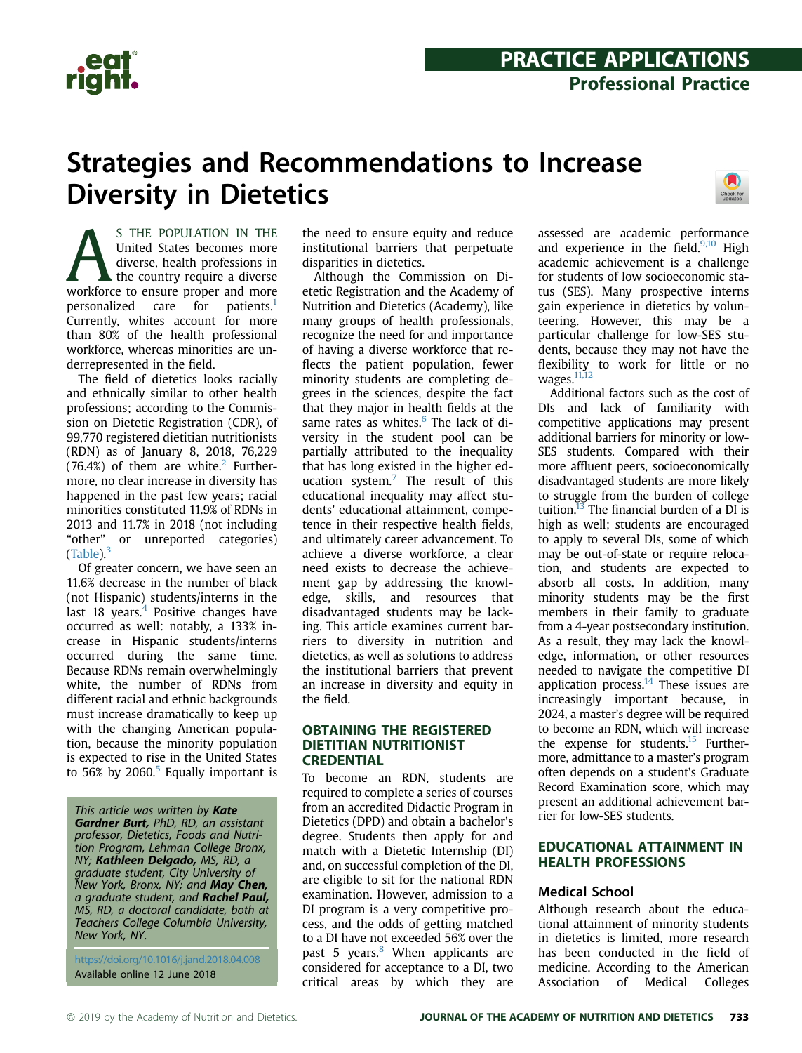# Strategies and Recommendations to Increase Diversity in Dietetics

AS THE POPULATION IN THE United States becomes more diverse, health professions in the country require a diverse workforce to ensure proper and more personalized care for patients.[1] Currently, whites account for more than 80% of the health professional workforce, whereas minorities are underrepresented in the field.

The field of dietetics looks racially and ethnically similar to other health professions; according to the Commission on Dietetic Registration (CDR), of 99,770 registered dietitian nutritionists (RDN) as of January 8, 2018, 76,229 (76.4%) of them are white.[2] Furthermore, no clear increase in diversity has happened in the past few years; racial minorities constituted 11.9% of RDNs in 2013 and 11.7% in 2018 (not including "other" or unreported categories) (Table).[3]

Of greater concern, we have seen an 11.6% decrease in the number of black (not Hispanic) students/interns in the last 18 years.[4] Positive changes have occurred as well: notably, a 133% increase in Hispanic students/interns occurred during the same time. Because RDNs remain overwhelmingly white, the number of RDNs from different racial and ethnic backgrounds must increase dramatically to keep up with the changing American population, because the minority population is expected to rise in the United States to 56% by 2060.[5] Equally important is the need to ensure equity and reduce institutional barriers that perpetuate disparities in dietetics.

Although the Commission on Dietetic Registration and the Academy of Nutrition and Dietetics (Academy), like many groups of health professionals, recognize the need for and importance of having a diverse workforce that reflects the patient population, fewer minority students are completing degrees in the sciences, despite the fact that they major in health fields at the same rates as whites.[6] The lack of diversity in the student pool can be partially attributed to the inequality that has long existed in the higher education system.[7] The result of this educational inequality may affect students' educational attainment, competence in their respective health fields, and ultimately career advancement. To achieve a diverse workforce, a clear need exists to decrease the achievement gap by addressing the knowledge, skills, and resources that disadvantaged students may be lacking. This article examines current barriers to diversity in nutrition and dietetics, as well as solutions to address the institutional barriers that prevent an increase in diversity and equity in the field.

*This article was written by* ***Kate Gardner Burt,*** *PhD, RD, an assistant professor, Dietetics, Foods and Nutrition Program, Lehman College Bronx, NY;* ***Kathleen Delgado,*** *MS, RD, a graduate student, City University of New York, Bronx, NY; and* ***May Chen,*** *a graduate student, and* ***Rachel Paul,*** *MS, RD, a doctoral candidate, both at Teachers College Columbia University, New York, NY.*

https://doi.org/10.1016/j.jand.2018.04.008
Available online 12 June 2018

## OBTAINING THE REGISTERED DIETITIAN NUTRITIONIST CREDENTIAL

To become an RDN, students are required to complete a series of courses from an accredited Didactic Program in Dietetics (DPD) and obtain a bachelor's degree. Students then apply for and match with a Dietetic Internship (DI) and, on successful completion of the DI, are eligible to sit for the national RDN examination. However, admission to a DI program is a very competitive process, and the odds of getting matched to a DI have not exceeded 56% over the past 5 years.[8] When applicants are considered for acceptance to a DI, two critical areas by which they are assessed are academic performance and experience in the field.[9,10] High academic achievement is a challenge for students of low socioeconomic status (SES). Many prospective interns gain experience in dietetics by volunteering. However, this may be a particular challenge for low-SES students, because they may not have the flexibility to work for little or no wages.[11,12]

Additional factors such as the cost of DIs and lack of familiarity with competitive applications may present additional barriers for minority or low-SES students. Compared with their more affluent peers, socioeconomically disadvantaged students are more likely to struggle from the burden of college tuition.[13] The financial burden of a DI is high as well; students are encouraged to apply to several DIs, some of which may be out-of-state or require relocation, and students are expected to absorb all costs. In addition, many minority students may be the first members in their family to graduate from a 4-year postsecondary institution. As a result, they may lack the knowledge, information, or other resources needed to navigate the competitive DI application process.[14] These issues are increasingly important because, in 2024, a master's degree will be required to become an RDN, which will increase the expense for students.[15] Furthermore, admittance to a master's program often depends on a student's Graduate Record Examination score, which may present an additional achievement barrier for low-SES students.

## EDUCATIONAL ATTAINMENT IN HEALTH PROFESSIONS

### Medical School

Although research about the educational attainment of minority students in dietetics is limited, more research has been conducted in the field of medicine. According to the American Association of Medical Colleges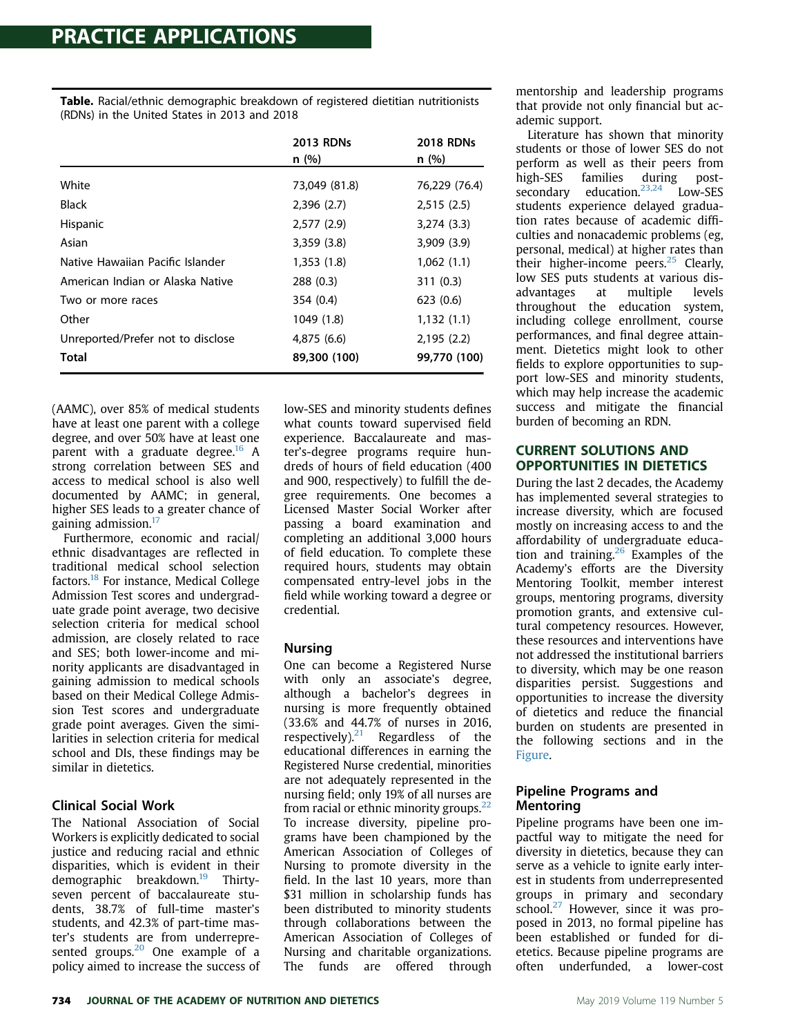**Table.** Racial/ethnic demographic breakdown of registered dietitian nutritionists (RDNs) in the United States in 2013 and 2018

| | 2013 RDNs n (%) | 2018 RDNs n (%) |
|---|---|---|
| White | 73,049 (81.8) | 76,229 (76.4) |
| Black | 2,396 (2.7) | 2,515 (2.5) |
| Hispanic | 2,577 (2.9) | 3,274 (3.3) |
| Asian | 3,359 (3.8) | 3,909 (3.9) |
| Native Hawaiian Pacific Islander | 1,353 (1.8) | 1,062 (1.1) |
| American Indian or Alaska Native | 288 (0.3) | 311 (0.3) |
| Two or more races | 354 (0.4) | 623 (0.6) |
| Other | 1049 (1.8) | 1,132 (1.1) |
| Unreported/Prefer not to disclose | 4,875 (6.6) | 2,195 (2.2) |
| **Total** | **89,300 (100)** | **99,770 (100)** |

(AAMC), over 85% of medical students have at least one parent with a college degree, and over 50% have at least one parent with a graduate degree.[16] A strong correlation between SES and access to medical school is also well documented by AAMC; in general, higher SES leads to a greater chance of gaining admission.[17]

Furthermore, economic and racial/ethnic disadvantages are reflected in traditional medical school selection factors.[18] For instance, Medical College Admission Test scores and undergraduate grade point average, two decisive selection criteria for medical school admission, are closely related to race and SES; both lower-income and minority applicants are disadvantaged in gaining admission to medical schools based on their Medical College Admission Test scores and undergraduate grade point averages. Given the similarities in selection criteria for medical school and DIs, these findings may be similar in dietetics.

### Clinical Social Work

The National Association of Social Workers is explicitly dedicated to social justice and reducing racial and ethnic disparities, which is evident in their demographic breakdown.[19] Thirty-seven percent of baccalaureate students, 38.7% of full-time master's students, and 42.3% of part-time master's students are from underrepresented groups.[20] One example of a policy aimed to increase the success of low-SES and minority students defines what counts toward supervised field experience. Baccalaureate and master's-degree programs require hundreds of hours of field education (400 and 900, respectively) to fulfill the degree requirements. One becomes a Licensed Master Social Worker after passing a board examination and completing an additional 3,000 hours of field education. To complete these required hours, students may obtain compensated entry-level jobs in the field while working toward a degree or credential.

### Nursing

One can become a Registered Nurse with only an associate's degree, although a bachelor's degrees in nursing is more frequently obtained (33.6% and 44.7% of nurses in 2016, respectively).[21] Regardless of the educational differences in earning the Registered Nurse credential, minorities are not adequately represented in the nursing field; only 19% of all nurses are from racial or ethnic minority groups.[22] To increase diversity, pipeline programs have been championed by the American Association of Colleges of Nursing to promote diversity in the field. In the last 10 years, more than $31 million in scholarship funds has been distributed to minority students through collaborations between the American Association of Colleges of Nursing and charitable organizations. The funds are offered through mentorship and leadership programs that provide not only financial but academic support.

Literature has shown that minority students or those of lower SES do not perform as well as their peers from high-SES families during post-secondary education.[23,24] Low-SES students experience delayed graduation rates because of academic difficulties and nonacademic problems (eg, personal, medical) at higher rates than their higher-income peers.[25] Clearly, low SES puts students at various disadvantages at multiple levels throughout the education system, including college enrollment, course performances, and final degree attainment. Dietetics might look to other fields to explore opportunities to support low-SES and minority students, which may help increase the academic success and mitigate the financial burden of becoming an RDN.

## CURRENT SOLUTIONS AND OPPORTUNITIES IN DIETETICS

During the last 2 decades, the Academy has implemented several strategies to increase diversity, which are focused mostly on increasing access to and the affordability of undergraduate education and training.[26] Examples of the Academy's efforts are the Diversity Mentoring Toolkit, member interest groups, mentoring programs, diversity promotion grants, and extensive cultural competency resources. However, these resources and interventions have not addressed the institutional barriers to diversity, which may be one reason disparities persist. Suggestions and opportunities to increase the diversity of dietetics and reduce the financial burden on students are presented in the following sections and in the Figure.

### Pipeline Programs and Mentoring

Pipeline programs have been one impactful way to mitigate the need for diversity in dietetics, because they can serve as a vehicle to ignite early interest in students from underrepresented groups in primary and secondary school.[27] However, since it was proposed in 2013, no formal pipeline has been established or funded for dietetics. Because pipeline programs are often underfunded, a lower-cost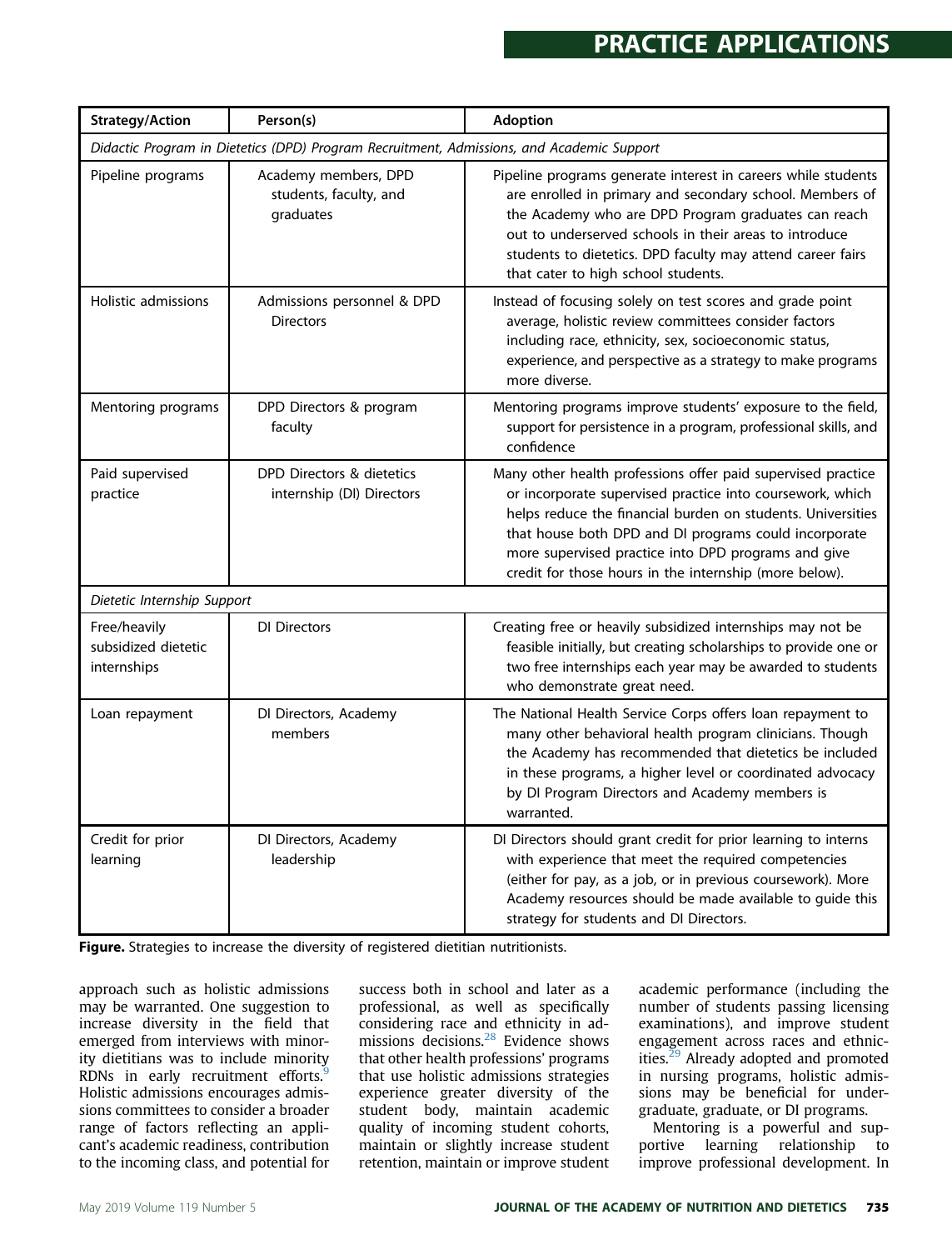| Strategy/Action | Person(s) | Adoption |
|---|---|---|
| *Didactic Program in Dietetics (DPD) Program Recruitment, Admissions, and Academic Support* | | |
| Pipeline programs | Academy members, DPD students, faculty, and graduates | Pipeline programs generate interest in careers while students are enrolled in primary and secondary school. Members of the Academy who are DPD Program graduates can reach out to underserved schools in their areas to introduce students to dietetics. DPD faculty may attend career fairs that cater to high school students. |
| Holistic admissions | Admissions personnel & DPD Directors | Instead of focusing solely on test scores and grade point average, holistic review committees consider factors including race, ethnicity, sex, socioeconomic status, experience, and perspective as a strategy to make programs more diverse. |
| Mentoring programs | DPD Directors & program faculty | Mentoring programs improve students' exposure to the field, support for persistence in a program, professional skills, and confidence |
| Paid supervised practice | DPD Directors & dietetics internship (DI) Directors | Many other health professions offer paid supervised practice or incorporate supervised practice into coursework, which helps reduce the financial burden on students. Universities that house both DPD and DI programs could incorporate more supervised practice into DPD programs and give credit for those hours in the internship (more below). |
| *Dietetic Internship Support* | | |
| Free/heavily subsidized dietetic internships | DI Directors | Creating free or heavily subsidized internships may not be feasible initially, but creating scholarships to provide one or two free internships each year may be awarded to students who demonstrate great need. |
| Loan repayment | DI Directors, Academy members | The National Health Service Corps offers loan repayment to many other behavioral health program clinicians. Though the Academy has recommended that dietetics be included in these programs, a higher level or coordinated advocacy by DI Program Directors and Academy members is warranted. |
| Credit for prior learning | DI Directors, Academy leadership | DI Directors should grant credit for prior learning to interns with experience that meet the required competencies (either for pay, as a job, or in previous coursework). More Academy resources should be made available to guide this strategy for students and DI Directors. |

**Figure.** Strategies to increase the diversity of registered dietitian nutritionists.

approach such as holistic admissions may be warranted. One suggestion to increase diversity in the field that emerged from interviews with minority dietitians was to include minority RDNs in early recruitment efforts.[9] Holistic admissions encourages admissions committees to consider a broader range of factors reflecting an applicant's academic readiness, contribution to the incoming class, and potential for success both in school and later as a professional, as well as specifically considering race and ethnicity in admissions decisions.[28] Evidence shows that other health professions' programs that use holistic admissions strategies experience greater diversity of the student body, maintain academic quality of incoming student cohorts, maintain or slightly increase student retention, maintain or improve student academic performance (including the number of students passing licensing examinations), and improve student engagement across races and ethnicities.[29] Already adopted and promoted in nursing programs, holistic admissions may be beneficial for undergraduate, graduate, or DI programs.

Mentoring is a powerful and supportive learning relationship to improve professional development. In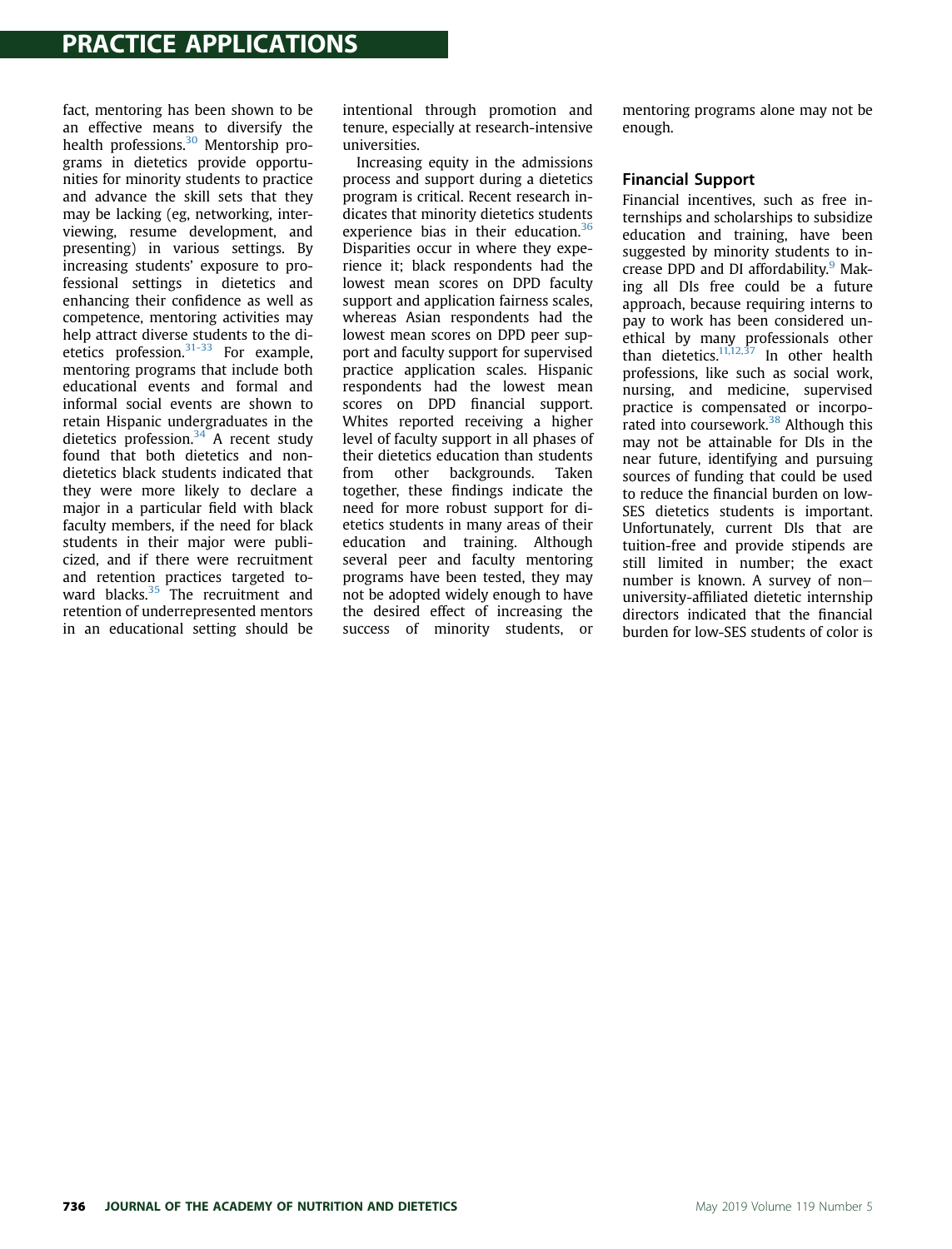fact, mentoring has been shown to be an effective means to diversify the health professions.[30] Mentorship programs in dietetics provide opportunities for minority students to practice and advance the skill sets that they may be lacking (eg, networking, interviewing, resume development, and presenting) in various settings. By increasing students' exposure to professional settings in dietetics and enhancing their confidence as well as competence, mentoring activities may help attract diverse students to the dietetics profession.[31-33] For example, mentoring programs that include both educational events and formal and informal social events are shown to retain Hispanic undergraduates in the dietetics profession.[34] A recent study found that both dietetics and nondietetics black students indicated that they were more likely to declare a major in a particular field with black faculty members, if the need for black students in their major were publicized, and if there were recruitment and retention practices targeted toward blacks.[35] The recruitment and retention of underrepresented mentors in an educational setting should be intentional through promotion and tenure, especially at research-intensive universities.

Increasing equity in the admissions process and support during a dietetics program is critical. Recent research indicates that minority dietetics students experience bias in their education.[36] Disparities occur in where they experience it; black respondents had the lowest mean scores on DPD faculty support and application fairness scales, whereas Asian respondents had the lowest mean scores on DPD peer support and faculty support for supervised practice application scales. Hispanic respondents had the lowest mean scores on DPD financial support. Whites reported receiving a higher level of faculty support in all phases of their dietetics education than students from other backgrounds. Taken together, these findings indicate the need for more robust support for dietetics students in many areas of their education and training. Although several peer and faculty mentoring programs have been tested, they may not be adopted widely enough to have the desired effect of increasing the success of minority students, or mentoring programs alone may not be enough.

## Financial Support

Financial incentives, such as free internships and scholarships to subsidize education and training, have been suggested by minority students to increase DPD and DI affordability.[9] Making all DIs free could be a future approach, because requiring interns to pay to work has been considered unethical by many professionals other than dietetics.[11,12,37] In other health professions, like such as social work, nursing, and medicine, supervised practice is compensated or incorporated into coursework.[38] Although this may not be attainable for DIs in the near future, identifying and pursuing sources of funding that could be used to reduce the financial burden on low-SES dietetics students is important. Unfortunately, current DIs that are tuition-free and provide stipends are still limited in number; the exact number is known. A survey of non–university-affiliated dietetic internship directors indicated that the financial burden for low-SES students of color is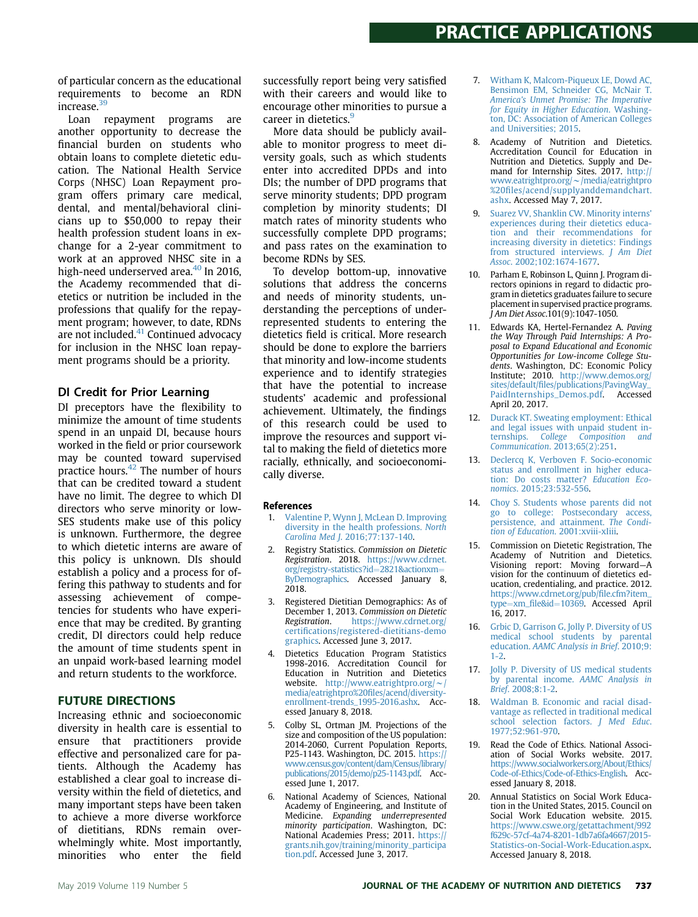of particular concern as the educational requirements to become an RDN increase.[39]

Loan repayment programs are another opportunity to decrease the financial burden on students who obtain loans to complete dietetic education. The National Health Service Corps (NHSC) Loan Repayment program offers primary care medical, dental, and mental/behavioral clinicians up to $50,000 to repay their health profession student loans in exchange for a 2-year commitment to work at an approved NHSC site in a high-need underserved area.[40] In 2016, the Academy recommended that dietetics or nutrition be included in the professions that qualify for the repayment program; however, to date, RDNs are not included.[41] Continued advocacy for inclusion in the NHSC loan repayment programs should be a priority.

### DI Credit for Prior Learning

DI preceptors have the flexibility to minimize the amount of time students spend in an unpaid DI, because hours worked in the field or prior coursework may be counted toward supervised practice hours.[42] The number of hours that can be credited toward a student have no limit. The degree to which DI directors who serve minority or low-SES students make use of this policy is unknown. Furthermore, the degree to which dietetic interns are aware of this policy is unknown. DIs should establish a policy and a process for offering this pathway to students and for assessing achievement of competencies for students who have experience that may be credited. By granting credit, DI directors could help reduce the amount of time students spent in an unpaid work-based learning model and return students to the workforce.

## FUTURE DIRECTIONS

Increasing ethnic and socioeconomic diversity in health care is essential to ensure that practitioners provide effective and personalized care for patients. Although the Academy has established a clear goal to increase diversity within the field of dietetics, and many important steps have been taken to achieve a more diverse workforce of dietitians, RDNs remain overwhelmingly white. Most importantly, minorities who enter the field successfully report being very satisfied with their careers and would like to encourage other minorities to pursue a career in dietetics.[9]

More data should be publicly available to monitor progress to meet diversity goals, such as which students enter into accredited DPDs and into DIs; the number of DPD programs that serve minority students; DPD program completion by minority students; DI match rates of minority students who successfully complete DPD programs; and pass rates on the examination to become RDNs by SES.

To develop bottom-up, innovative solutions that address the concerns and needs of minority students, understanding the perceptions of underrepresented students to entering the dietetics field is critical. More research should be done to explore the barriers that minority and low-income students experience and to identify strategies that have the potential to increase students' academic and professional achievement. Ultimately, the findings of this research could be used to improve the resources and support vital to making the field of dietetics more racially, ethnically, and socioeconomically diverse.

#### References

1. Valentine P, Wynn J, McLean D. Improving diversity in the health professions. *North Carolina Med J*. 2016;77:137-140.
2. Registry Statistics. *Commission on Dietetic Registration*. 2018. https://www.cdrnet.org/registry-statistics?id=2821&actionxm=ByDemographics. Accessed January 8, 2018.
3. Registered Dietitian Demographics: As of December 1, 2013. *Commission on Dietetic Registration*. https://www.cdrnet.org/certifications/registered-dietitians-demographics. Accessed June 3, 2017.
4. Dietetics Education Program Statistics 1998-2016. Accreditation Council for Education in Nutrition and Dietetics website. http://www.eatrightpro.org/~/media/eatrightpro%20files/acend/diversity-enrollment-trends_1995-2016.ashx. Accessed January 8, 2018.
5. Colby SL, Ortman JM. Projections of the size and composition of the US population: 2014-2060, Current Population Reports, P25-1143. Washington, DC. 2015. https://www.census.gov/content/dam/Census/library/publications/2015/demo/p25-1143.pdf. Accessed June 1, 2017.
6. National Academy of Sciences, National Academy of Engineering, and Institute of Medicine. *Expanding underrepresented minority participation*. Washington, DC: National Academies Press; 2011. https://grants.nih.gov/training/minority_participation.pdf. Accessed June 3, 2017.
7. Witham K, Malcom-Piqueux LE, Dowd AC, Bensimon EM, Schneider CG, McNair T. *America's Unmet Promise: The Imperative for Equity in Higher Education*. Washington, DC: Association of American Colleges and Universities; 2015.
8. Academy of Nutrition and Dietetics. Accreditation Council for Education in Nutrition and Dietetics. Supply and Demand for Internship Sites. 2017. http://www.eatrightpro.org/~/media/eatrightpro%20files/acend/supplyanddemandchart.ashx. Accessed May 7, 2017.
9. Suarez VV, Shanklin CW. Minority interns' experiences during their dietetics education and their recommendations for increasing diversity in dietetics: Findings from structured interviews. *J Am Diet Assoc*. 2002;102:1674-1677.
10. Parham E, Robinson L, Quinn J. Program directors opinions in regard to didactic program in dietetics graduates failure to secure placement in supervised practice programs. *J Am Diet Assoc*.101(9):1047-1050.
11. Edwards KA, Hertel-Fernandez A. *Paving the Way Through Paid Internships: A Proposal to Expand Educational and Economic Opportunities for Low-income College Students*. Washington, DC: Economic Policy Institute; 2010. http://www.demos.org/sites/default/files/publications/PavingWay_PaidInternships_Demos.pdf. Accessed April 20, 2017.
12. Durack KT. Sweating employment: Ethical and legal issues with unpaid student internships. *College Composition and Communication*. 2013;65(2):251.
13. Declercq K, Verboven F. Socio-economic status and enrollment in higher education: Do costs matter? *Education Economics*. 2015;23:532-556.
14. Choy S. Students whose parents did not go to college: Postsecondary access, persistence, and attainment. *The Condition of Education*. 2001:xviii-xiiii.
15. Commission on Dietetic Registration, The Academy of Nutrition and Dietetics. Visioning report: Moving forward—A vision for the continuum of dietetics education, credentialing, and practice. 2012. https://www.cdrnet.org/pub/file.cfm?item_type=xm_file&id=10369. Accessed April 16, 2017.
16. Grbic D, Garrison G, Jolly P. Diversity of US medical school students by parental education. *AAMC Analysis in Brief*. 2010;9:1-2.
17. Jolly P. Diversity of US medical students by parental income. *AAMC Analysis in Brief*. 2008;8:1-2.
18. Waldman B. Economic and racial disadvantage as reflected in traditional medical school selection factors. *J Med Educ*. 1977;52:961-970.
19. Read the Code of Ethics. National Association of Social Works website. 2017. https://www.socialworkers.org/About/Ethics/Code-of-Ethics/Code-of-Ethics-English. Accessed January 8, 2018.
20. Annual Statistics on Social Work Education in the United States, 2015. Council on Social Work Education website. 2015. https://www.cswe.org/getattachment/992f629c-57cf-4a74-8201-1db7a6fa4667/2015-Statistics-on-Social-Work-Education.aspx. Accessed January 8, 2018.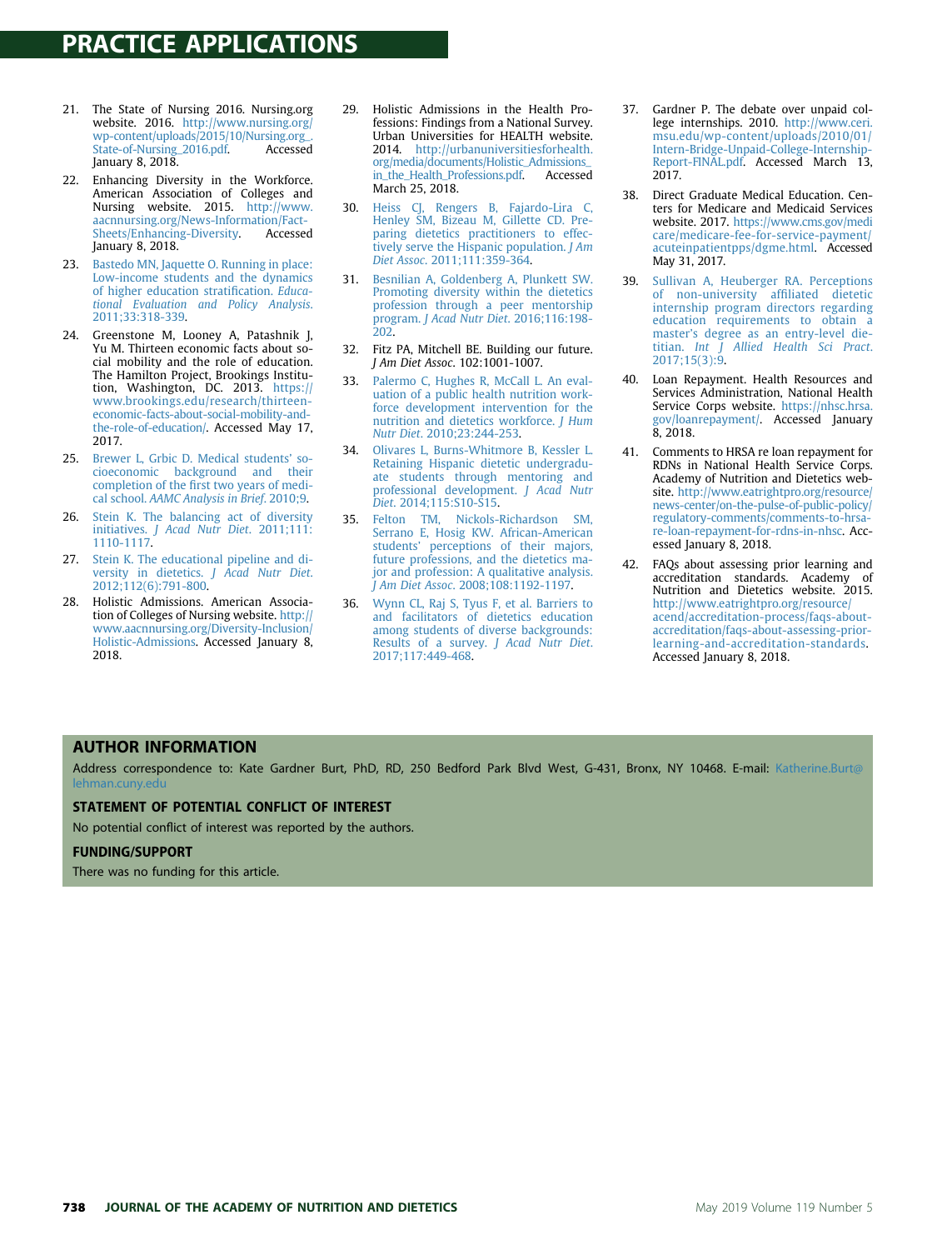21. The State of Nursing 2016. Nursing.org website. 2016. http://www.nursing.org/wp-content/uploads/2015/10/Nursing.org_.State-of-Nursing_2016.pdf. Accessed January 8, 2018.
22. Enhancing Diversity in the Workforce. American Association of Colleges and Nursing website. 2015. http://www.aacnnursing.org/News-Information/Fact-Sheets/Enhancing-Diversity. Accessed January 8, 2018.
23. Bastedo MN, Jaquette O. Running in place: Low-income students and the dynamics of higher education stratification. *Educational Evaluation and Policy Analysis*. 2011;33:318-339.
24. Greenstone M, Looney A, Patashnik J, Yu M. Thirteen economic facts about social mobility and the role of education. The Hamilton Project, Brookings Institution, Washington, DC. 2013. https://www.brookings.edu/research/thirteen-economic-facts-about-social-mobility-and-the-role-of-education/. Accessed May 17, 2017.
25. Brewer L, Grbic D. Medical students' socioeconomic background and their completion of the first two years of medical school. *AAMC Analysis in Brief*. 2010;9.
26. Stein K. The balancing act of diversity initiatives. *J Acad Nutr Diet*. 2011;111:1110-1117.
27. Stein K. The educational pipeline and diversity in dietetics. *J Acad Nutr Diet*. 2012;112(6):791-800.
28. Holistic Admissions. American Association of Colleges of Nursing website. http://www.aacnnursing.org/Diversity-Inclusion/Holistic-Admissions. Accessed January 8, 2018.
29. Holistic Admissions in the Health Professions: Findings from a National Survey. Urban Universities for HEALTH website. 2014. http://urbanuniversitiesforhealth.org/media/documents/Holistic_Admissions_in_the_Health_Professions.pdf. Accessed March 25, 2018.
30. Heiss CJ, Rengers B, Fajardo-Lira C, Henley SM, Bizeau M, Gillette CD. Preparing dietetics practitioners to effectively serve the Hispanic population. *J Am Diet Assoc*. 2011;111:359-364.
31. Besnilian A, Goldenberg A, Plunkett SW. Promoting diversity within the dietetics profession through a peer mentorship program. *J Acad Nutr Diet*. 2016;116:198-202.
32. Fitz PA, Mitchell BE. Building our future. *J Am Diet Assoc*. 102:1001-1007.
33. Palermo C, Hughes R, McCall L. An evaluation of a public health nutrition workforce development intervention for the nutrition and dietetics workforce. *J Hum Nutr Diet*. 2010;23:244-253.
34. Olivares L, Burns-Whitmore B, Kessler L. Retaining Hispanic dietetic undergraduate students through mentoring and professional development. *J Acad Nutr Diet*. 2014;115:S10-S15.
35. Felton TM, Nickols-Richardson SM, Serrano E, Hosig KW. African-American students' perceptions of their majors, future professions, and the dietetics major and profession: A qualitative analysis. *J Am Diet Assoc*. 2008;108:1192-1197.
36. Wynn CL, Raj S, Tyus F, et al. Barriers to and facilitators of dietetics education among students of diverse backgrounds: Results of a survey. *J Acad Nutr Diet*. 2017;117:449-468.
37. Gardner P. The debate over unpaid college internships. 2010. http://www.ceri.msu.edu/wp-content/uploads/2010/01/Intern-Bridge-Unpaid-College-Internship-Report-FINAL.pdf. Accessed March 13, 2017.
38. Direct Graduate Medical Education. Centers for Medicare and Medicaid Services website. 2017. https://www.cms.gov/medicare/medicare-fee-for-service-payment/acuteinpatientpps/dgme.html. Accessed May 31, 2017.
39. Sullivan A, Heuberger RA. Perceptions of non-university affiliated dietetic internship program directors regarding education requirements to obtain a master's degree as an entry-level dietitian. *Int J Allied Health Sci Pract*. 2017;15(3):9.
40. Loan Repayment. Health Resources and Services Administration, National Health Service Corps website. https://nhsc.hrsa.gov/loanrepayment/. Accessed January 8, 2018.
41. Comments to HRSA re loan repayment for RDNs in National Health Service Corps. Academy of Nutrition and Dietetics website. http://www.eatrightpro.org/resource/news-center/on-the-pulse-of-public-policy/regulatory-comments/comments-to-hrsa-re-loan-repayment-for-rdns-in-nhsc. Accessed January 8, 2018.
42. FAQs about assessing prior learning and accreditation standards. Academy of Nutrition and Dietetics website. 2015. http://www.eatrightpro.org/resource/acend/accreditation-process/faqs-about-accreditation/faqs-about-assessing-prior-learning-and-accreditation-standards. Accessed January 8, 2018.

## AUTHOR INFORMATION

Address correspondence to: Kate Gardner Burt, PhD, RD, 250 Bedford Park Blvd West, G-431, Bronx, NY 10468. E-mail: Katherine.Burt@lehman.cuny.edu

### STATEMENT OF POTENTIAL CONFLICT OF INTEREST

No potential conflict of interest was reported by the authors.

### FUNDING/SUPPORT

There was no funding for this article.